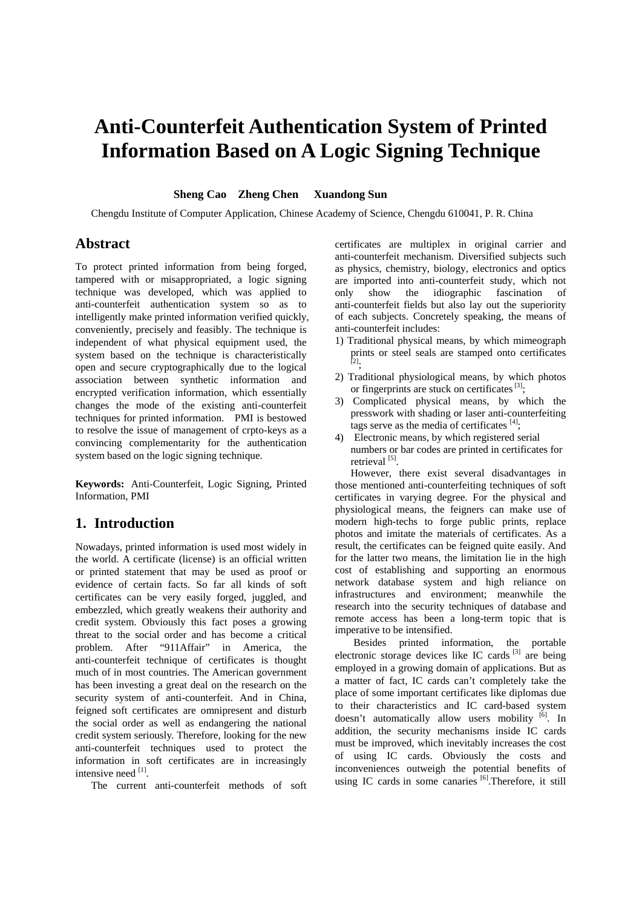# Anti-Counterfeit Authentication System of Printed Information Based on A Logic Signing Technique

**Sheng Cao Zheng Chen Xuandong Sun**

Chengdu Institute of Computer Application, Chinese Academy of Science, Chengdu 610041, P. R. China

## Abstract

To protect printed information from being forged, tampered with or misappropriated, a logic signing technique was developed, which was applied to anti-counterfeit authentication system so as to intelligently make printed information verified quickly, conveniently, precisely and feasibly. The technique is independent of what physical equipment used, the system based on the technique is characteristically open and secure cryptographically due to the logical association between synthetic information and encrypted verification information, which essentially changes the mode of the existing anti-counterfeit techniques for printed information. PMI is bestowed to resolve the issue of management of crpto-keys as a convincing complementarity for the authentication system based on the logic signing technique.

**Keywords:** Anti-Counterfeit, Logic Signing, Printed Information, PMI

## 1. Introduction

Nowadays, printed information is used most widely in the world. A certificate (license) is an official written or printed statement that may be used as proof or evidence of certain facts. So far all kinds of soft certificates can be very easily forged, juggled, and embezzled, which greatly weakens their authority and credit system. Obviously this fact poses a growing threat to the social order and has become a critical problem. After "911Affair" in America, the anti-counterfeit technique of certificates is thought much of in most countries. The American government has been investing a great deal on the research on the security system of anti-counterfeit. And in China, feigned soft certificates are omnipresent and disturb the social order as well as endangering the national credit system seriously. Therefore, looking for the new anti-counterfeit techniques used to protect the information in soft certificates are in increasingly intensive need [1].

The current anti-counterfeit methods of soft certificates are multiplex in original carrier and anti-counterfeit mechanism. Diversified subjects such as physics, chemistry, biology, electronics and optics are imported into anti-counterfeit study, which not only show the idiographic fascination of anti-counterfeit fields but also lay out the superiority of each subjects. Concretely speaking, the means of anti-counterfeit includes:

1) Traditional physical means, by which mimeograph prints or steel seals are stamped onto certificates [2];
2) Traditional physiological means, by which photos or fingerprints are stuck on certificates [3];
3) Complicated physical means, by which the presswork with shading or laser anti-counterfeiting tags serve as the media of certificates [4];
4) Electronic means, by which registered serial numbers or bar codes are printed in certificates for retrieval [5].

However, there exist several disadvantages in those mentioned anti-counterfeiting techniques of soft certificates in varying degree. For the physical and physiological means, the feigners can make use of modern high-techs to forge public prints, replace photos and imitate the materials of certificates. As a result, the certificates can be feigned quite easily. And for the latter two means, the limitation lie in the high cost of establishing and supporting an enormous network database system and high reliance on infrastructures and environment; meanwhile the research into the security techniques of database and remote access has been a long-term topic that is imperative to be intensified.

Besides printed information, the portable electronic storage devices like IC cards [3] are being employed in a growing domain of applications. But as a matter of fact, IC cards can't completely take the place of some important certificates like diplomas due to their characteristics and IC card-based system doesn't automatically allow users mobility [6]. In addition, the security mechanisms inside IC cards must be improved, which inevitably increases the cost of using IC cards. Obviously the costs and inconveniences outweigh the potential benefits of using IC cards in some canaries [6].Therefore, it still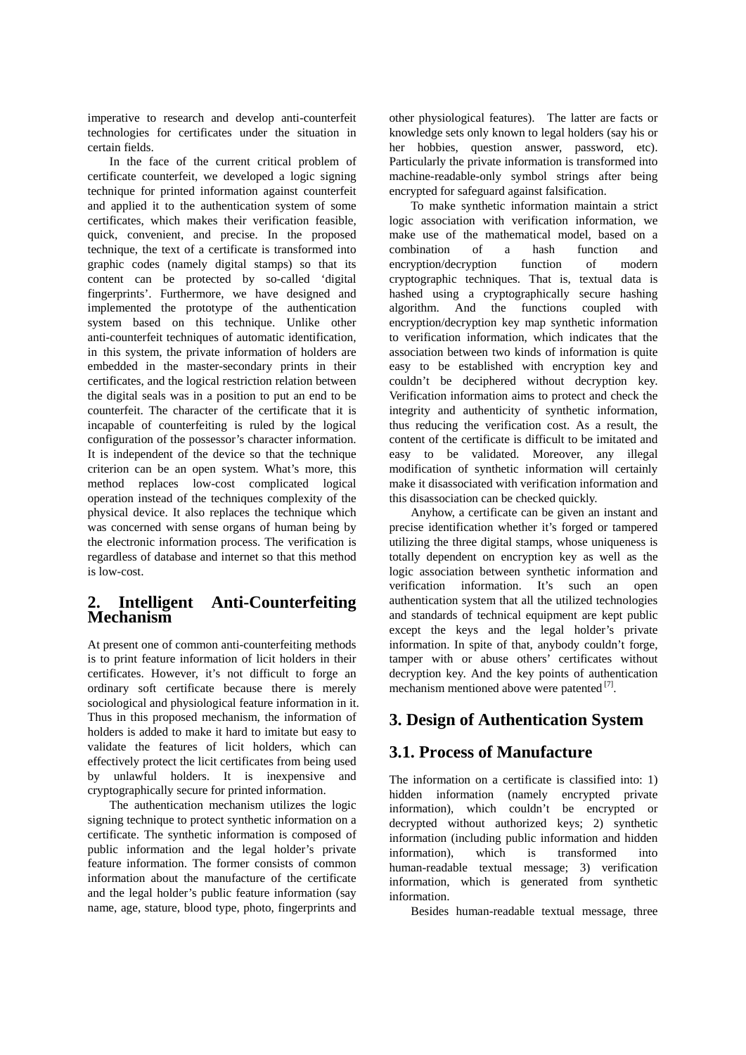imperative to research and develop anti-counterfeit technologies for certificates under the situation in certain fields.

In the face of the current critical problem of certificate counterfeit, we developed a logic signing technique for printed information against counterfeit and applied it to the authentication system of some certificates, which makes their verification feasible, quick, convenient, and precise. In the proposed technique, the text of a certificate is transformed into graphic codes (namely digital stamps) so that its content can be protected by so-called 'digital fingerprints'. Furthermore, we have designed and implemented the prototype of the authentication system based on this technique. Unlike other anti-counterfeit techniques of automatic identification, in this system, the private information of holders are embedded in the master-secondary prints in their certificates, and the logical restriction relation between the digital seals was in a position to put an end to be counterfeit. The character of the certificate that it is incapable of counterfeiting is ruled by the logical configuration of the possessor's character information. It is independent of the device so that the technique criterion can be an open system. What's more, this method replaces low-cost complicated logical operation instead of the techniques complexity of the physical device. It also replaces the technique which was concerned with sense organs of human being by the electronic information process. The verification is regardless of database and internet so that this method is low-cost.

## 2. Intelligent Anti-Counterfeiting Mechanism

At present one of common anti-counterfeiting methods is to print feature information of licit holders in their certificates. However, it's not difficult to forge an ordinary soft certificate because there is merely sociological and physiological feature information in it. Thus in this proposed mechanism, the information of holders is added to make it hard to imitate but easy to validate the features of licit holders, which can effectively protect the licit certificates from being used by unlawful holders. It is inexpensive and cryptographically secure for printed information.

The authentication mechanism utilizes the logic signing technique to protect synthetic information on a certificate. The synthetic information is composed of public information and the legal holder's private feature information. The former consists of common information about the manufacture of the certificate and the legal holder's public feature information (say name, age, stature, blood type, photo, fingerprints and other physiological features). The latter are facts or knowledge sets only known to legal holders (say his or her hobbies, question answer, password, etc). Particularly the private information is transformed into machine-readable-only symbol strings after being encrypted for safeguard against falsification.

To make synthetic information maintain a strict logic association with verification information, we make use of the mathematical model, based on a combination of a hash function and encryption/decryption function of modern cryptographic techniques. That is, textual data is hashed using a cryptographically secure hashing algorithm. And the functions coupled with encryption/decryption key map synthetic information to verification information, which indicates that the association between two kinds of information is quite easy to be established with encryption key and couldn't be deciphered without decryption key. Verification information aims to protect and check the integrity and authenticity of synthetic information, thus reducing the verification cost. As a result, the content of the certificate is difficult to be imitated and easy to be validated. Moreover, any illegal modification of synthetic information will certainly make it disassociated with verification information and this disassociation can be checked quickly.

Anyhow, a certificate can be given an instant and precise identification whether it's forged or tampered utilizing the three digital stamps, whose uniqueness is totally dependent on encryption key as well as the logic association between synthetic information and verification information. It's such an open authentication system that all the utilized technologies and standards of technical equipment are kept public except the keys and the legal holder's private information. In spite of that, anybody couldn't forge, tamper with or abuse others' certificates without decryption key. And the key points of authentication mechanism mentioned above were patented [7].

## 3. Design of Authentication System

### 3.1. Process of Manufacture

The information on a certificate is classified into: 1) hidden information (namely encrypted private information), which couldn't be encrypted or decrypted without authorized keys; 2) synthetic information (including public information and hidden information), which is transformed into human-readable textual message; 3) verification information, which is generated from synthetic information.

Besides human-readable textual message, three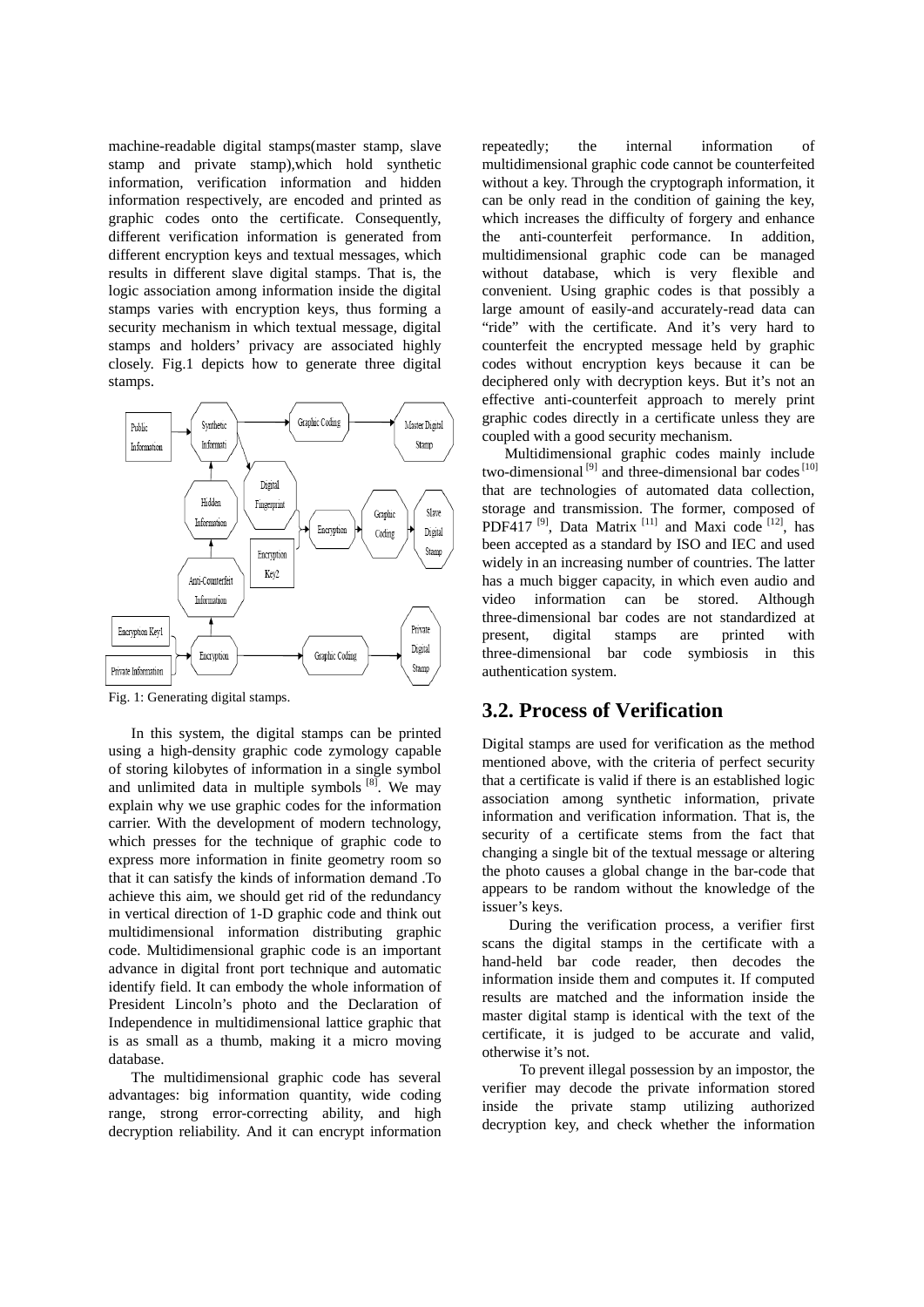machine-readable digital stamps(master stamp, slave stamp and private stamp),which hold synthetic information, verification information and hidden information respectively, are encoded and printed as graphic codes onto the certificate. Consequently, different verification information is generated from different encryption keys and textual messages, which results in different slave digital stamps. That is, the logic association among information inside the digital stamps varies with encryption keys, thus forming a security mechanism in which textual message, digital stamps and holders' privacy are associated highly closely. Fig.1 depicts how to generate three digital stamps.

Fig. 1: Generating digital stamps.

In this system, the digital stamps can be printed using a high-density graphic code zymology capable of storing kilobytes of information in a single symbol and unlimited data in multiple symbols [8]. We may explain why we use graphic codes for the information carrier. With the development of modern technology, which presses for the technique of graphic code to express more information in finite geometry room so that it can satisfy the kinds of information demand .To achieve this aim, we should get rid of the redundancy in vertical direction of 1-D graphic code and think out multidimensional information distributing graphic code. Multidimensional graphic code is an important advance in digital front port technique and automatic identify field. It can embody the whole information of President Lincoln's photo and the Declaration of Independence in multidimensional lattice graphic that is as small as a thumb, making it a micro moving database.

The multidimensional graphic code has several advantages: big information quantity, wide coding range, strong error-correcting ability, and high decryption reliability. And it can encrypt information repeatedly; the internal information of multidimensional graphic code cannot be counterfeited without a key. Through the cryptograph information, it can be only read in the condition of gaining the key, which increases the difficulty of forgery and enhance the anti-counterfeit performance. In addition, multidimensional graphic code can be managed without database, which is very flexible and convenient. Using graphic codes is that possibly a large amount of easily-and accurately-read data can "ride" with the certificate. And it's very hard to counterfeit the encrypted message held by graphic codes without encryption keys because it can be deciphered only with decryption keys. But it's not an effective anti-counterfeit approach to merely print graphic codes directly in a certificate unless they are coupled with a good security mechanism.

Multidimensional graphic codes mainly include two-dimensional [9] and three-dimensional bar codes [10] that are technologies of automated data collection, storage and transmission. The former, composed of PDF417 [9], Data Matrix [11] and Maxi code [12], has been accepted as a standard by ISO and IEC and used widely in an increasing number of countries. The latter has a much bigger capacity, in which even audio and video information can be stored. Although three-dimensional bar codes are not standardized at present, digital stamps are printed with three-dimensional bar code symbiosis in this authentication system.

## 3.2. Process of Verification

Digital stamps are used for verification as the method mentioned above, with the criteria of perfect security that a certificate is valid if there is an established logic association among synthetic information, private information and verification information. That is, the security of a certificate stems from the fact that changing a single bit of the textual message or altering the photo causes a global change in the bar-code that appears to be random without the knowledge of the issuer's keys.

During the verification process, a verifier first scans the digital stamps in the certificate with a hand-held bar code reader, then decodes the information inside them and computes it. If computed results are matched and the information inside the master digital stamp is identical with the text of the certificate, it is judged to be accurate and valid, otherwise it's not.

To prevent illegal possession by an impostor, the verifier may decode the private information stored inside the private stamp utilizing authorized decryption key, and check whether the information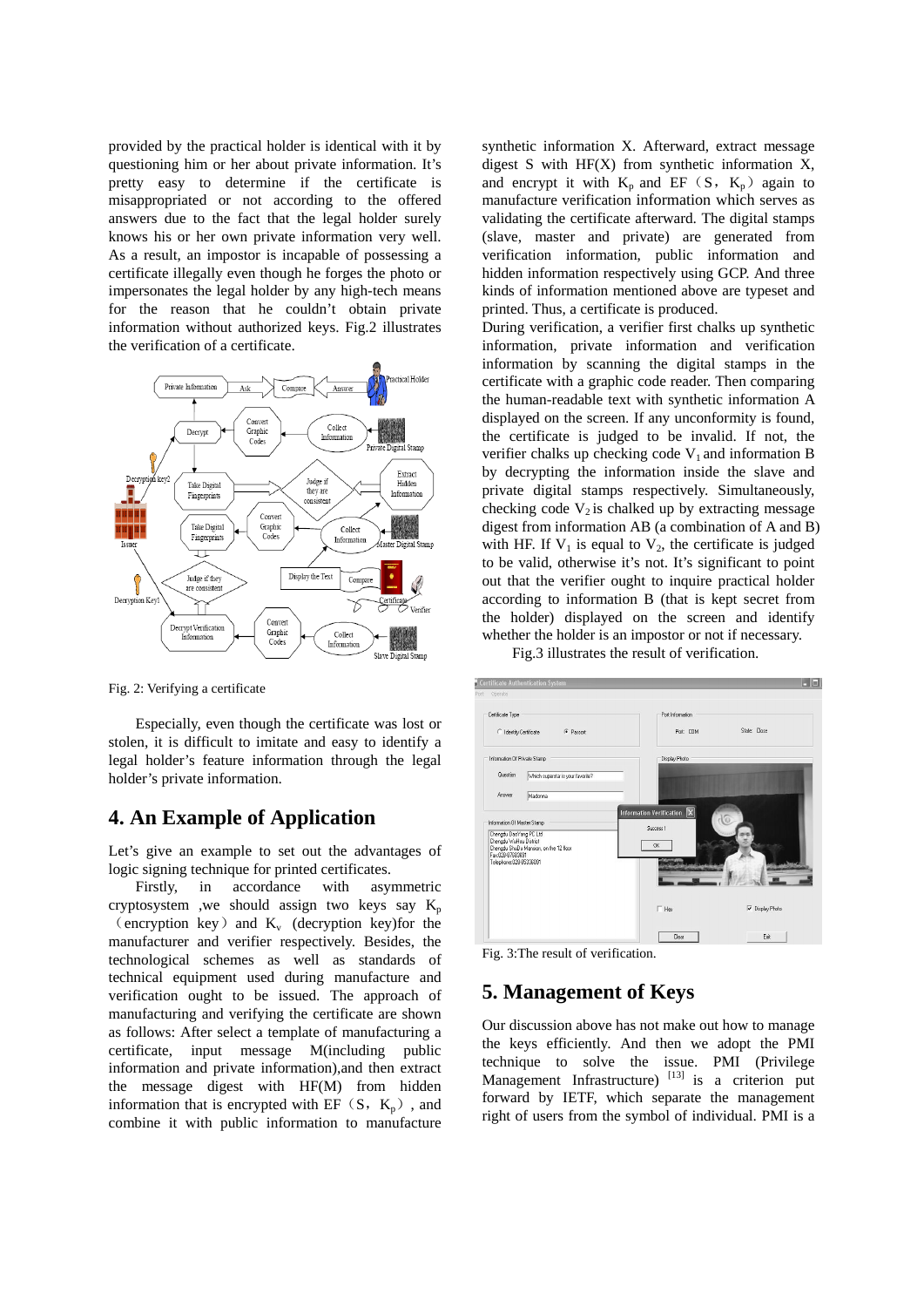provided by the practical holder is identical with it by questioning him or her about private information. It's pretty easy to determine if the certificate is misappropriated or not according to the offered answers due to the fact that the legal holder surely knows his or her own private information very well. As a result, an impostor is incapable of possessing a certificate illegally even though he forges the photo or impersonates the legal holder by any high-tech means for the reason that he couldn't obtain private information without authorized keys. Fig.2 illustrates the verification of a certificate.

Fig. 2: Verifying a certificate

Especially, even though the certificate was lost or stolen, it is difficult to imitate and easy to identify a legal holder's feature information through the legal holder's private information.

# 4. An Example of Application

Let's give an example to set out the advantages of logic signing technique for printed certificates.

Firstly, in accordance with asymmetric cryptosystem ,we should assign two keys say $K_p$ （encryption key）and $K_v$ (decryption key)for the manufacturer and verifier respectively. Besides, the technological schemes as well as standards of technical equipment used during manufacture and verification ought to be issued. The approach of manufacturing and verifying the certificate are shown as follows: After select a template of manufacturing a certificate, input message M(including public information and private information),and then extract the message digest with HF(M) from hidden information that is encrypted with EF（S，$K_p$）, and combine it with public information to manufacture synthetic information X. Afterward, extract message digest S with HF(X) from synthetic information X, and encrypt it with $K_p$ and EF（S，$K_p$）again to manufacture verification information which serves as validating the certificate afterward. The digital stamps (slave, master and private) are generated from verification information, public information and hidden information respectively using GCP. And three kinds of information mentioned above are typeset and printed. Thus, a certificate is produced.

During verification, a verifier first chalks up synthetic information, private information and verification information by scanning the digital stamps in the certificate with a graphic code reader. Then comparing the human-readable text with synthetic information A displayed on the screen. If any unconformity is found, the certificate is judged to be invalid. If not, the verifier chalks up checking code $V_1$ and information B by decrypting the information inside the slave and private digital stamps respectively. Simultaneously, checking code $V_2$ is chalked up by extracting message digest from information AB (a combination of A and B) with HF. If $V_1$ is equal to $V_2$, the certificate is judged to be valid, otherwise it's not. It's significant to point out that the verifier ought to inquire practical holder according to information B (that is kept secret from the holder) displayed on the screen and identify whether the holder is an impostor or not if necessary.

Fig.3 illustrates the result of verification.

Fig. 3:The result of verification.

# 5. Management of Keys

Our discussion above has not make out how to manage the keys efficiently. And then we adopt the PMI technique to solve the issue. PMI (Privilege Management Infrastructure) [13] is a criterion put forward by IETF, which separate the management right of users from the symbol of individual. PMI is a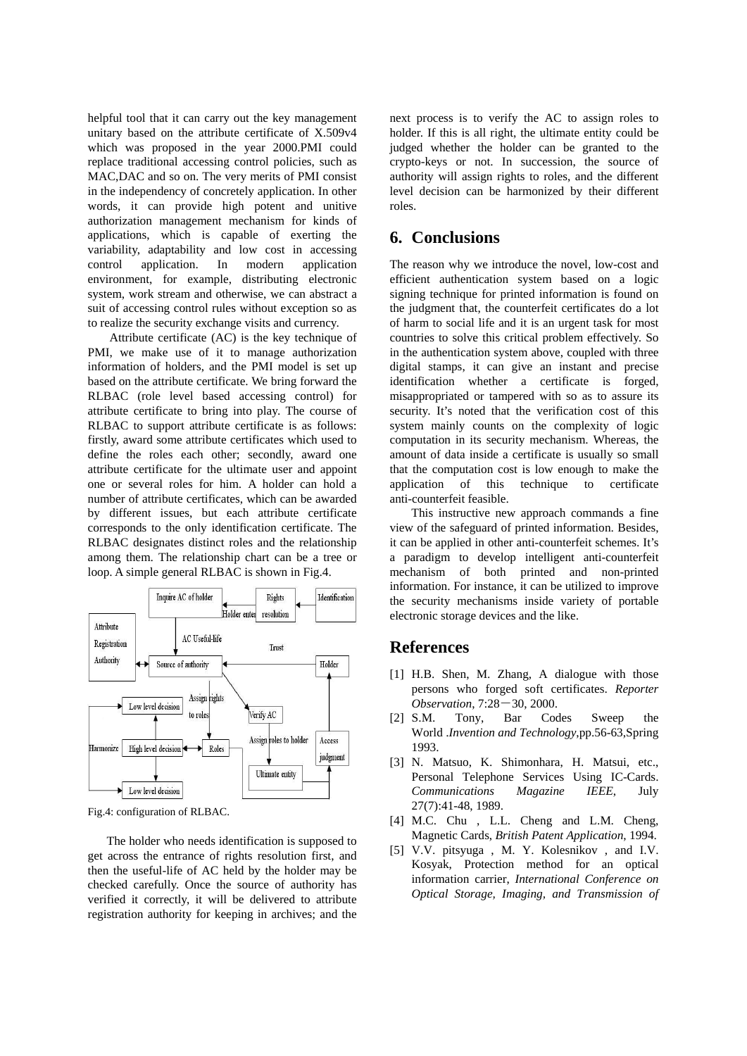helpful tool that it can carry out the key management unitary based on the attribute certificate of X.509v4 which was proposed in the year 2000.PMI could replace traditional accessing control policies, such as MAC,DAC and so on. The very merits of PMI consist in the independency of concretely application. In other words, it can provide high potent and unitive authorization management mechanism for kinds of applications, which is capable of exerting the variability, adaptability and low cost in accessing control application. In modern application environment, for example, distributing electronic system, work stream and otherwise, we can abstract a suit of accessing control rules without exception so as to realize the security exchange visits and currency.

Attribute certificate (AC) is the key technique of PMI, we make use of it to manage authorization information of holders, and the PMI model is set up based on the attribute certificate. We bring forward the RLBAC (role level based accessing control) for attribute certificate to bring into play. The course of RLBAC to support attribute certificate is as follows: firstly, award some attribute certificates which used to define the roles each other; secondly, award one attribute certificate for the ultimate user and appoint one or several roles for him. A holder can hold a number of attribute certificates, which can be awarded by different issues, but each attribute certificate corresponds to the only identification certificate. The RLBAC designates distinct roles and the relationship among them. The relationship chart can be a tree or loop. A simple general RLBAC is shown in Fig.4.

Fig.4: configuration of RLBAC.

The holder who needs identification is supposed to get across the entrance of rights resolution first, and then the useful-life of AC held by the holder may be checked carefully. Once the source of authority has verified it correctly, it will be delivered to attribute registration authority for keeping in archives; and the next process is to verify the AC to assign roles to holder. If this is all right, the ultimate entity could be judged whether the holder can be granted to the crypto-keys or not. In succession, the source of authority will assign rights to roles, and the different level decision can be harmonized by their different roles.

## 6. Conclusions

The reason why we introduce the novel, low-cost and efficient authentication system based on a logic signing technique for printed information is found on the judgment that, the counterfeit certificates do a lot of harm to social life and it is an urgent task for most countries to solve this critical problem effectively. So in the authentication system above, coupled with three digital stamps, it can give an instant and precise identification whether a certificate is forged, misappropriated or tampered with so as to assure its security. It's noted that the verification cost of this system mainly counts on the complexity of logic computation in its security mechanism. Whereas, the amount of data inside a certificate is usually so small that the computation cost is low enough to make the application of this technique to certificate anti-counterfeit feasible.

This instructive new approach commands a fine view of the safeguard of printed information. Besides, it can be applied in other anti-counterfeit schemes. It's a paradigm to develop intelligent anti-counterfeit mechanism of both printed and non-printed information. For instance, it can be utilized to improve the security mechanisms inside variety of portable electronic storage devices and the like.

## References

[1] H.B. Shen, M. Zhang, A dialogue with those persons who forged soft certificates. *Reporter Observation*, 7:28－30, 2000.

[2] S.M. Tony, Bar Codes Sweep the World .*Invention and Technology*,pp.56-63,Spring 1993.

[3] N. Matsuo, K. Shimonhara, H. Matsui, etc., Personal Telephone Services Using IC-Cards. *Communications Magazine IEEE*, July 27(7):41-48, 1989.

[4] M.C. Chu , L.L. Cheng and L.M. Cheng, Magnetic Cards, *British Patent Application*, 1994.

[5] V.V. pitsyuga , M. Y. Kolesnikov , and I.V. Kosyak, Protection method for an optical information carrier, *International Conference on Optical Storage, Imaging, and Transmission of*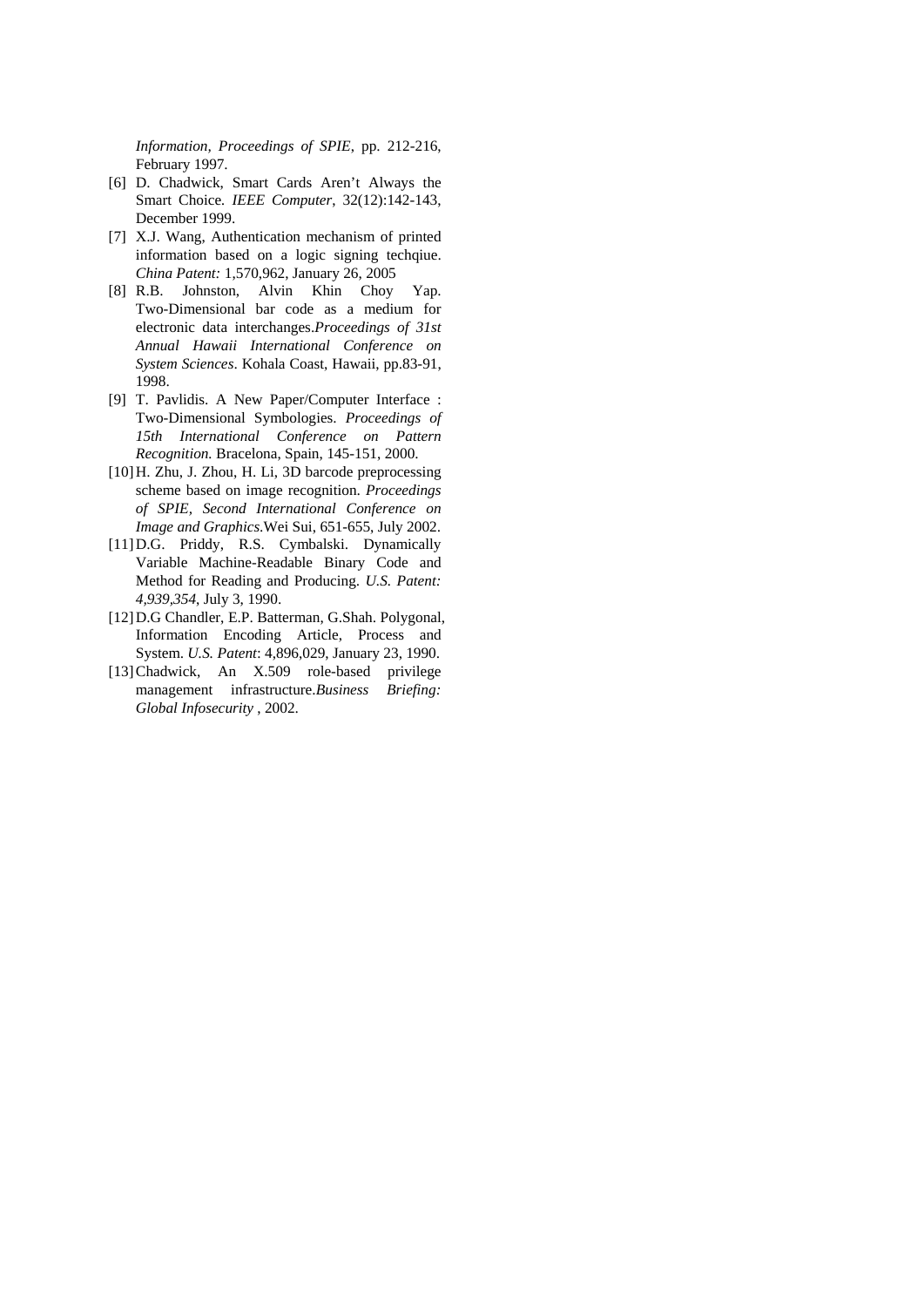*Information, Proceedings of SPIE*, pp. 212-216, February 1997.

[6] D. Chadwick, Smart Cards Aren't Always the Smart Choice. *IEEE Computer*, 32(12):142-143, December 1999.

[7] X.J. Wang, Authentication mechanism of printed information based on a logic signing techqiue. *China Patent:* 1,570,962, January 26, 2005

[8] R.B. Johnston, Alvin Khin Choy Yap. Two-Dimensional bar code as a medium for electronic data interchanges.*Proceedings of 31st Annual Hawaii International Conference on System Sciences*. Kohala Coast, Hawaii, pp.83-91, 1998.

[9] T. Pavlidis. A New Paper/Computer Interface : Two-Dimensional Symbologies. *Proceedings of 15th International Conference on Pattern Recognition.* Bracelona, Spain, 145-151, 2000.

[10] H. Zhu, J. Zhou, H. Li, 3D barcode preprocessing scheme based on image recognition. *Proceedings of SPIE, Second International Conference on Image and Graphics.*Wei Sui, 651-655, July 2002.

[11] D.G. Priddy, R.S. Cymbalski. Dynamically Variable Machine-Readable Binary Code and Method for Reading and Producing. *U.S. Patent: 4,939,354*, July 3, 1990.

[12] D.G Chandler, E.P. Batterman, G.Shah. Polygonal, Information Encoding Article, Process and System. *U.S. Patent*: 4,896,029, January 23, 1990.

[13] Chadwick, An X.509 role-based privilege management infrastructure.*Business Briefing: Global Infosecurity* , 2002.